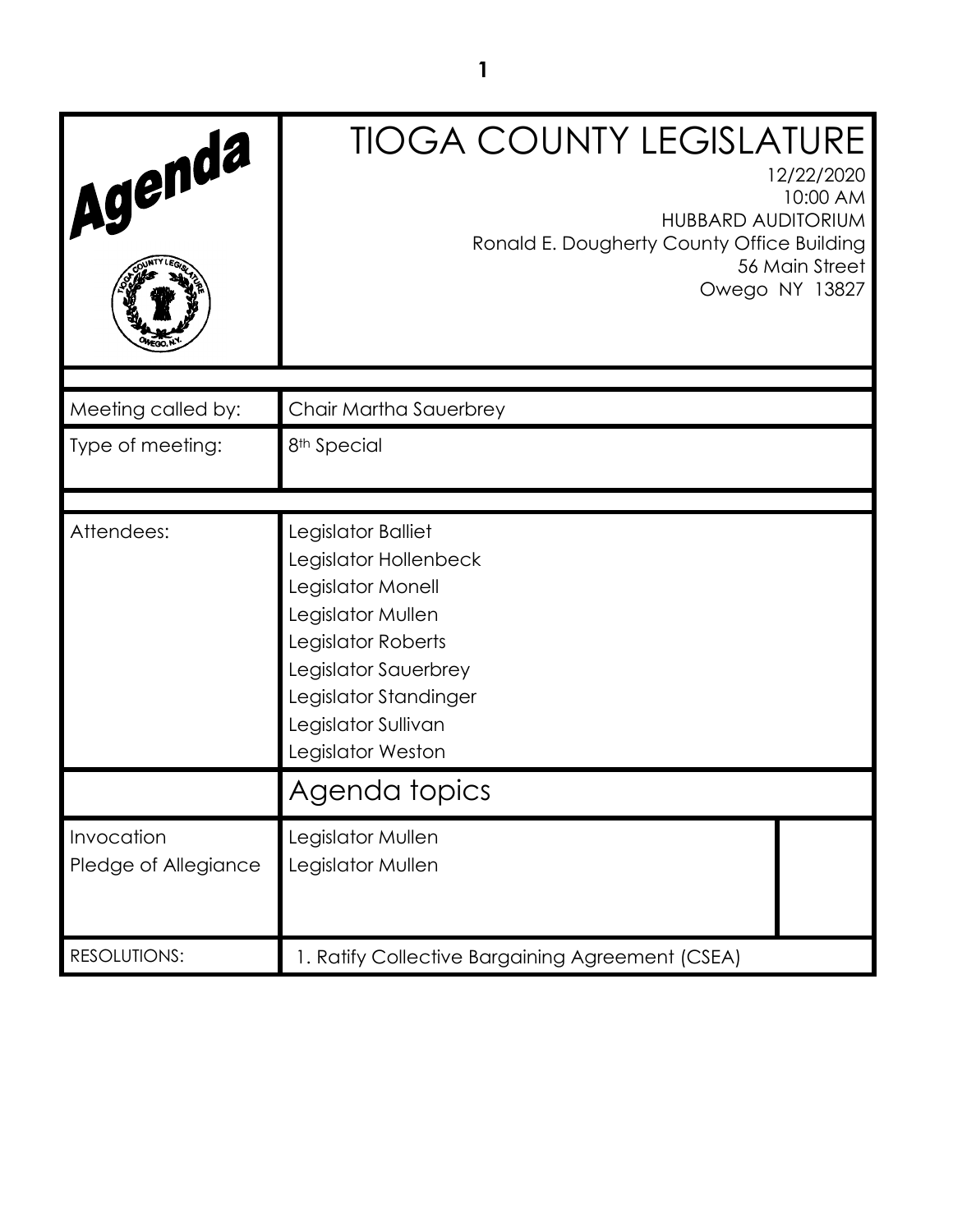# Agenda

# TIOGA COUNTY LEGISLATURE

12/22/2020
10:00 AM
HUBBARD AUDITORIUM
Ronald E. Dougherty County Office Building
56 Main Street
Owego NY 13827

| | |
|---|---|
| Meeting called by: | Chair Martha Sauerbrey |
| Type of meeting: | 8th Special |

| | |
|---|---|
| Attendees: | Legislator Balliet<br>Legislator Hollenbeck<br>Legislator Monell<br>Legislator Mullen<br>Legislator Roberts<br>Legislator Sauerbrey<br>Legislator Standinger<br>Legislator Sullivan<br>Legislator Weston |

## Agenda topics

| | |
|---|---|
| Invocation | Legislator Mullen |
| Pledge of Allegiance | Legislator Mullen |
| RESOLUTIONS: | 1. Ratify Collective Bargaining Agreement (CSEA) |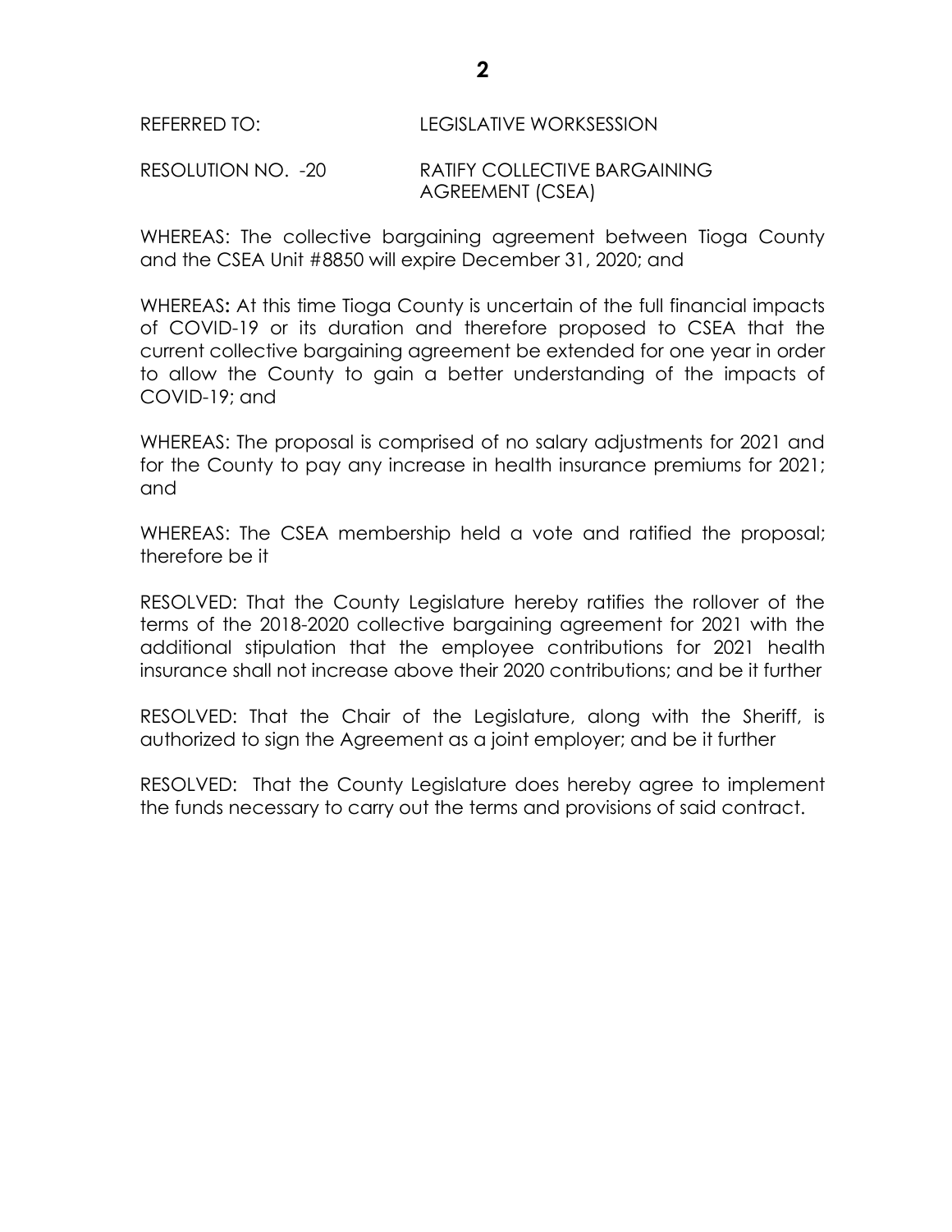REFERRED TO: LEGISLATIVE WORKSESSION

RESOLUTION NO. -20 RATIFY COLLECTIVE BARGAINING AGREEMENT (CSEA)

WHEREAS: The collective bargaining agreement between Tioga County and the CSEA Unit #8850 will expire December 31, 2020; and

WHEREAS**:** At this time Tioga County is uncertain of the full financial impacts of COVID-19 or its duration and therefore proposed to CSEA that the current collective bargaining agreement be extended for one year in order to allow the County to gain a better understanding of the impacts of COVID-19; and

WHEREAS: The proposal is comprised of no salary adjustments for 2021 and for the County to pay any increase in health insurance premiums for 2021; and

WHEREAS: The CSEA membership held a vote and ratified the proposal; therefore be it

RESOLVED: That the County Legislature hereby ratifies the rollover of the terms of the 2018-2020 collective bargaining agreement for 2021 with the additional stipulation that the employee contributions for 2021 health insurance shall not increase above their 2020 contributions; and be it further

RESOLVED: That the Chair of the Legislature, along with the Sheriff, is authorized to sign the Agreement as a joint employer; and be it further

RESOLVED: That the County Legislature does hereby agree to implement the funds necessary to carry out the terms and provisions of said contract.